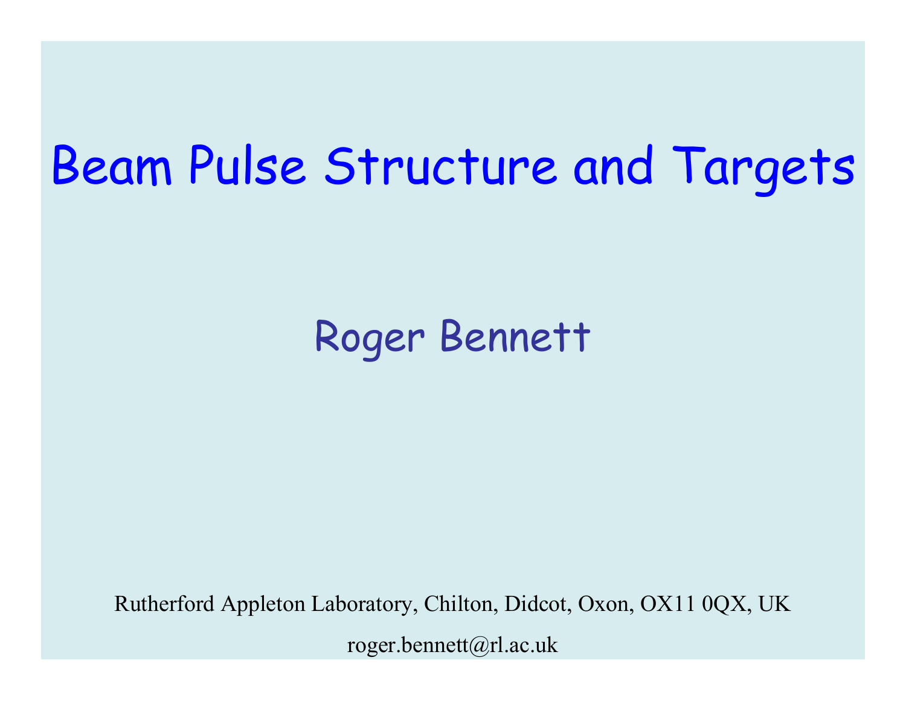# Beam Pulse Structure and Targets

Roger Bennett

Rutherford Appleton Laboratory, Chilton, Didcot, Oxon, OX11 0QX, UK

roger.bennett@rl.ac.uk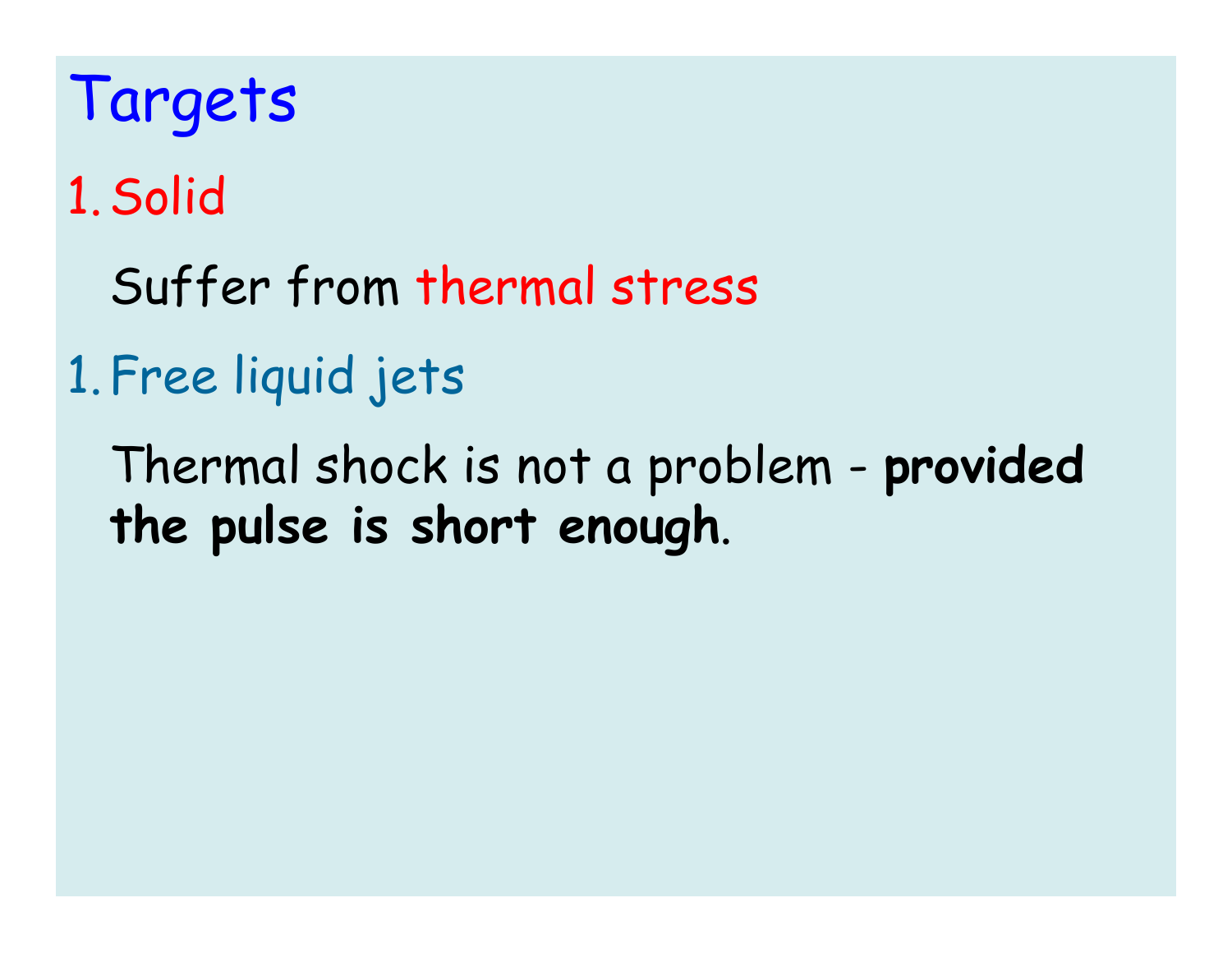# Targets

1. Solid

   Suffer from thermal stress

1. Free liquid jets

   Thermal shock is not a problem - **provided the pulse is short enough**.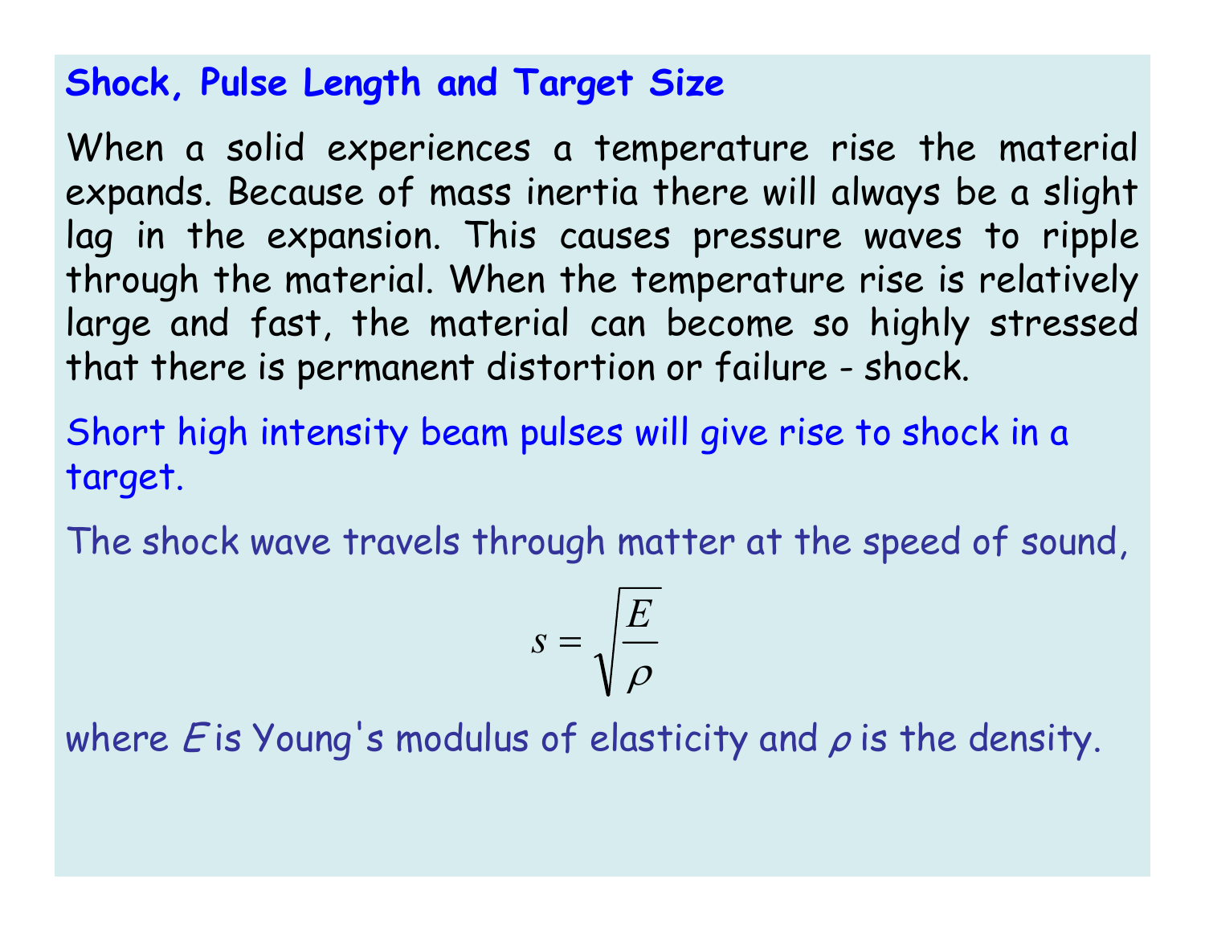## Shock, Pulse Length and Target Size

When a solid experiences a temperature rise the material expands. Because of mass inertia there will always be a slight lag in the expansion. This causes pressure waves to ripple through the material. When the temperature rise is relatively large and fast, the material can become so highly stressed that there is permanent distortion or failure - shock.

Short high intensity beam pulses will give rise to shock in a target.

The shock wave travels through matter at the speed of sound,

$$s = \sqrt{\frac{E}{\rho}}$$

where $E$ is Young's modulus of elasticity and $\rho$ is the density.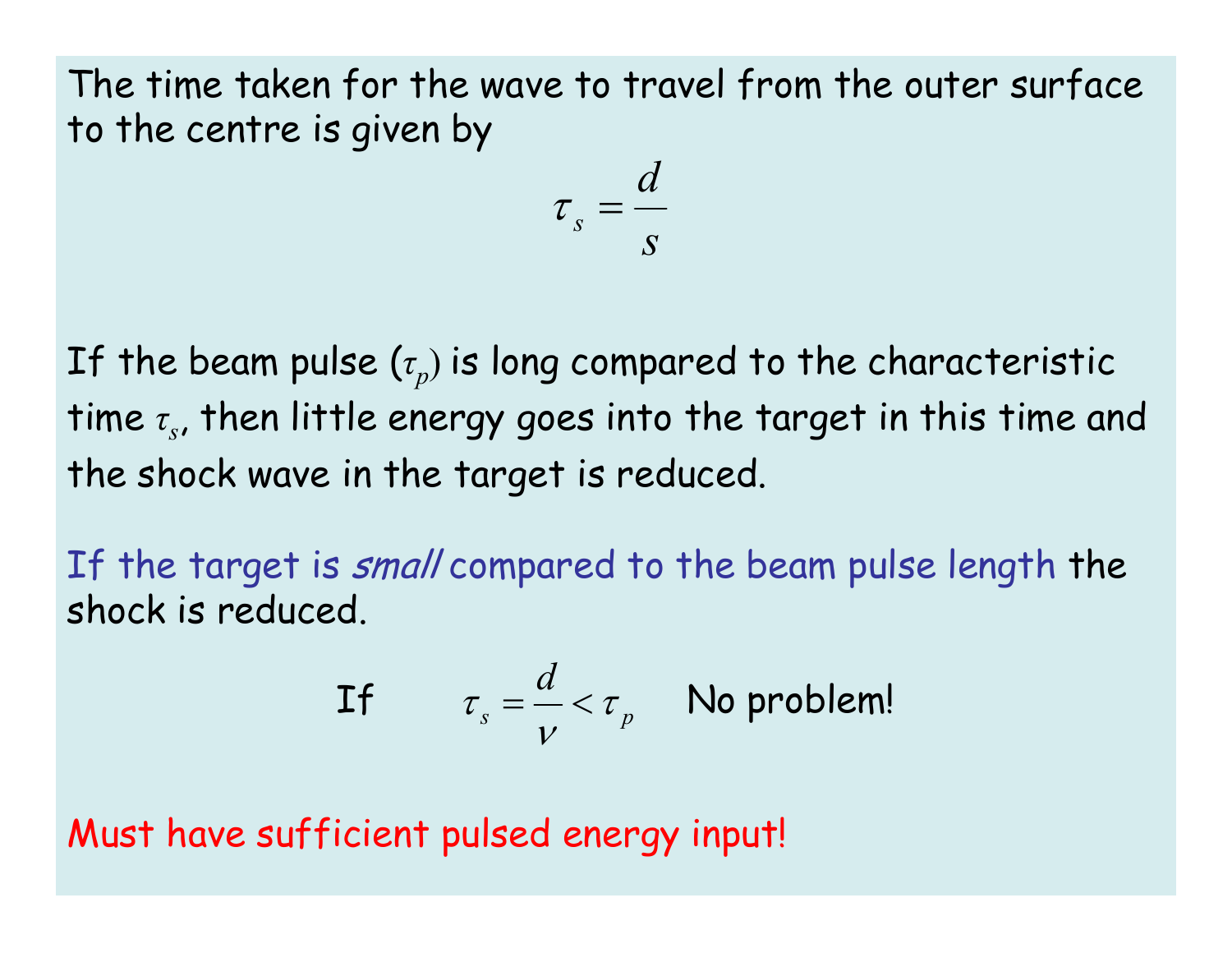The time taken for the wave to travel from the outer surface to the centre is given by

$$\tau_s = \frac{d}{s}$$

If the beam pulse ($\tau_p$) is long compared to the characteristic time $\tau_s$, then little energy goes into the target in this time and the shock wave in the target is reduced.

If the target is *small* compared to the beam pulse length the shock is reduced.

If $\quad \tau_s = \frac{d}{v} < \tau_p \quad$ No problem!

Must have sufficient pulsed energy input!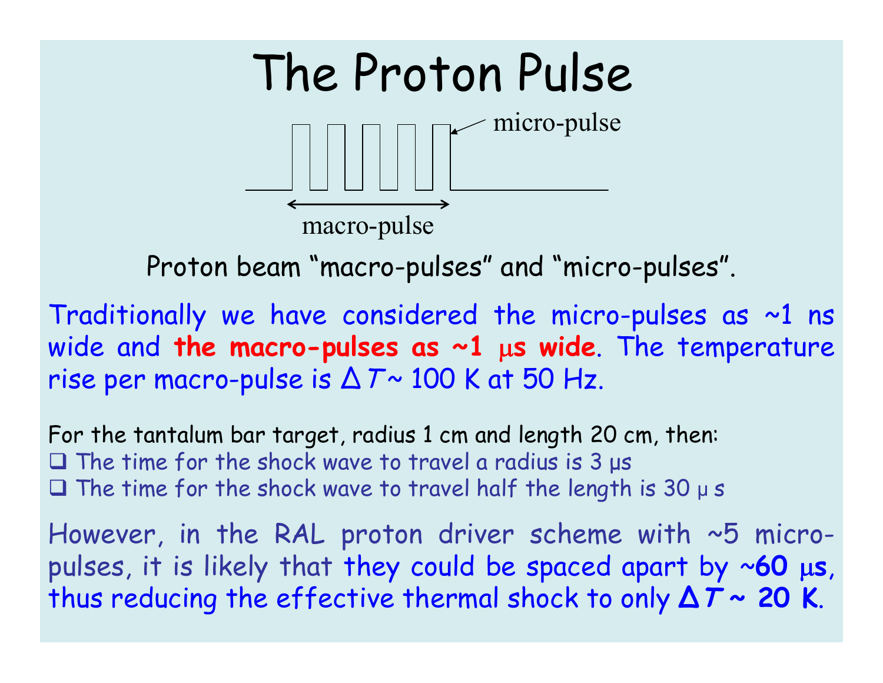# The Proton Pulse

Proton beam "macro-pulses" and "micro-pulses".

Traditionally we have considered the micro-pulses as ~1 ns wide and **the macro-pulses as ~1 μs wide**. The temperature rise per macro-pulse is $\Delta T$ ~ 100 K at 50 Hz.

For the tantalum bar target, radius 1 cm and length 20 cm, then:

- The time for the shock wave to travel a radius is 3 μs
- The time for the shock wave to travel half the length is 30 μs

However, in the RAL proton driver scheme with ~5 micro-pulses, it is likely that they could be spaced apart by **~60 μs**, thus reducing the effective thermal shock to only **$\Delta T$ ~ 20 K**.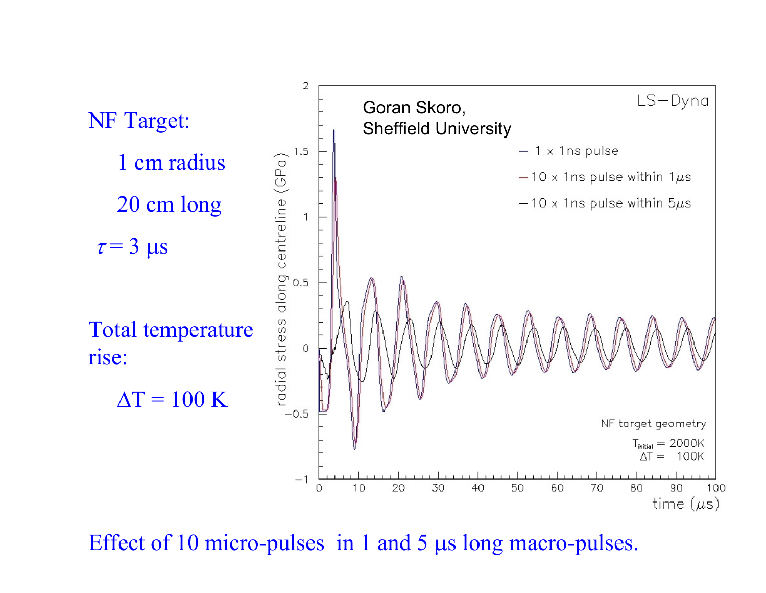NF Target:

1 cm radius

20 cm long

$\tau = 3\ \mu s$

Total temperature rise:

$\Delta T = 100\ K$

Goran Skoro, Sheffield University

LS−Dyna

— 1 x 1ns pulse

— 10 x 1ns pulse within 1$\mu$s

— 10 x 1ns pulse within 5$\mu$s

radial stress along centreline (GPa)

time ($\mu$s)

NF target geometry

$T_{initial}$ = 2000K

$\Delta T$ = 100K

Effect of 10 micro-pulses in 1 and 5 μs long macro-pulses.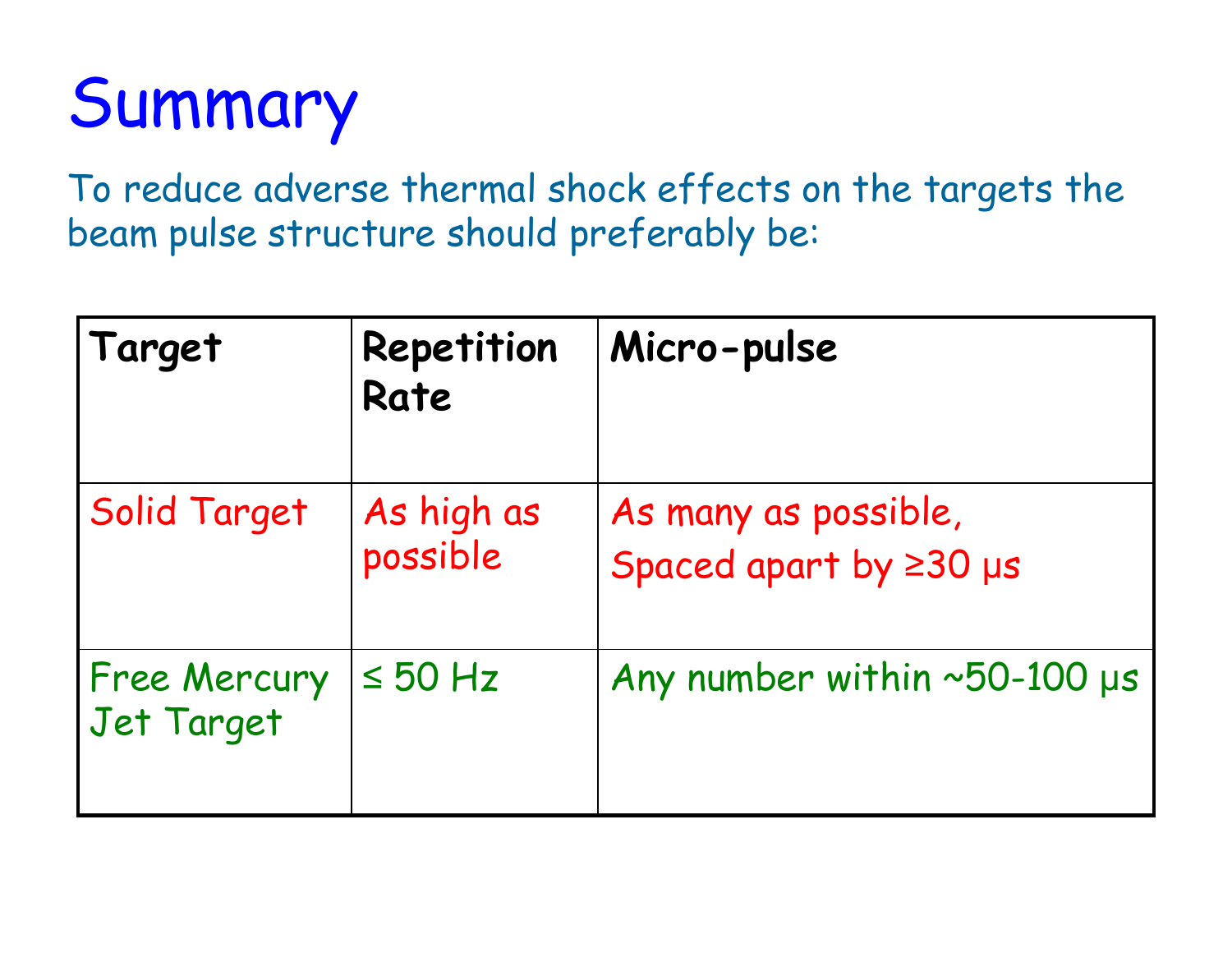# Summary

To reduce adverse thermal shock effects on the targets the beam pulse structure should preferably be:

| Target | Repetition Rate | Micro-pulse |
|---|---|---|
| Solid Target | As high as possible | As many as possible, Spaced apart by ≥30 μs |
| Free Mercury Jet Target | ≤ 50 Hz | Any number within ~50-100 μs |